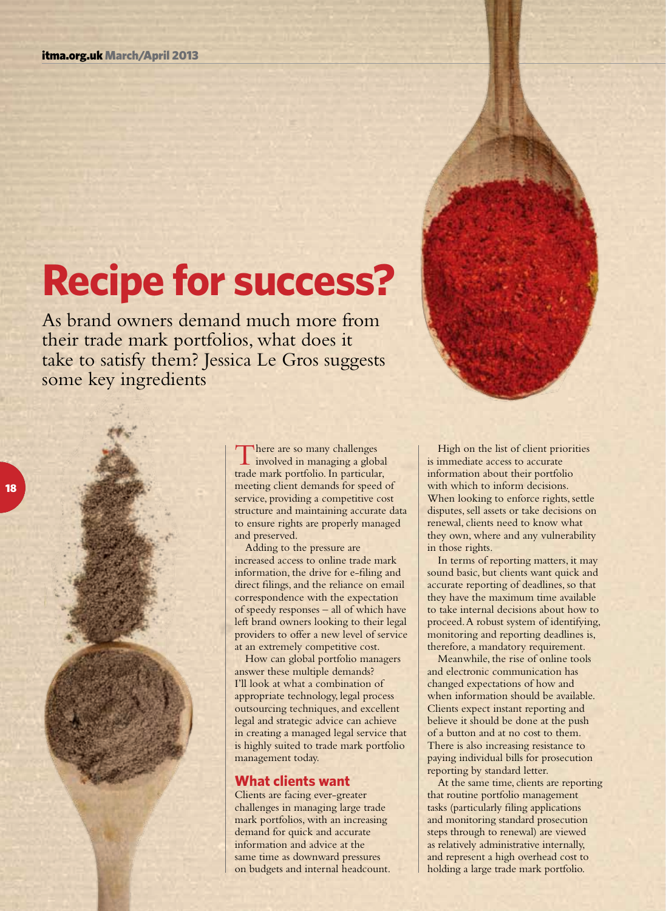# Recipe for success?

As brand owners demand much more from their trade mark portfolios, what does it take to satisfy them? Jessica Le Gros suggests some key ingredients

There are so many challenges involved in managing a global trade mark portfolio. In particular, meeting client demands for speed of service, providing a competitive cost structure and maintaining accurate data to ensure rights are properly managed and preserved.

Adding to the pressure are increased access to online trade mark information, the drive for e-filing and direct filings, and the reliance on email correspondence with the expectation of speedy responses – all of which have left brand owners looking to their legal providers to offer a new level of service at an extremely competitive cost.

How can global portfolio managers answer these multiple demands? I'll look at what a combination of appropriate technology, legal process outsourcing techniques, and excellent legal and strategic advice can achieve in creating a managed legal service that is highly suited to trade mark portfolio management today.

## What clients want

Clients are facing ever-greater challenges in managing large trade mark portfolios, with an increasing demand for quick and accurate information and advice at the same time as downward pressures on budgets and internal headcount.

High on the list of client priorities is immediate access to accurate information about their portfolio with which to inform decisions. When looking to enforce rights, settle disputes, sell assets or take decisions on renewal, clients need to know what they own, where and any vulnerability in those rights.

In terms of reporting matters, it may sound basic, but clients want quick and accurate reporting of deadlines, so that they have the maximum time available to take internal decisions about how to proceed. A robust system of identifying, monitoring and reporting deadlines is, therefore, a mandatory requirement.

Meanwhile, the rise of online tools and electronic communication has changed expectations of how and when information should be available. Clients expect instant reporting and believe it should be done at the push of a button and at no cost to them. There is also increasing resistance to paying individual bills for prosecution reporting by standard letter.

At the same time, clients are reporting that routine portfolio management tasks (particularly filing applications and monitoring standard prosecution steps through to renewal) are viewed as relatively administrative internally, and represent a high overhead cost to holding a large trade mark portfolio.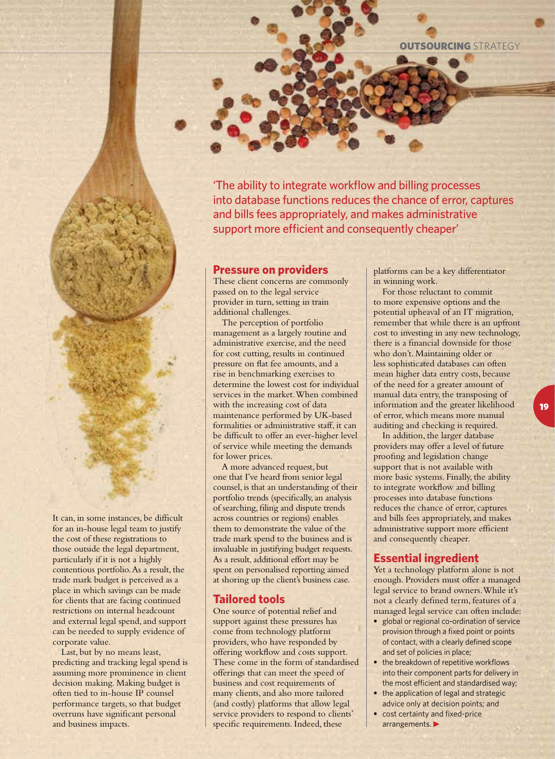It can, in some instances, be difficult for an in-house legal team to justify the cost of these registrations to those outside the legal department, particularly if it is not a highly contentious portfolio. As a result, the trade mark budget is perceived as a place in which savings can be made for clients that are facing continued restrictions on internal headcount and external legal spend, and support can be needed to supply evidence of corporate value.

Last, but by no means least, predicting and tracking legal spend is assuming more prominence in client decision making. Making budget is often tied to in-house IP counsel performance targets, so that budget overruns have significant personal and business impacts.

'The ability to integrate workflow and billing processes into database functions reduces the chance of error, captures and bills fees appropriately, and makes administrative support more efficient and consequently cheaper'

## Pressure on providers

These client concerns are commonly passed on to the legal service provider in turn, setting in train additional challenges.

The perception of portfolio management as a largely routine and administrative exercise, and the need for cost cutting, results in continued pressure on flat fee amounts, and a rise in benchmarking exercises to determine the lowest cost for individual services in the market. When combined with the increasing cost of data maintenance performed by UK-based formalities or administrative staff, it can be difficult to offer an ever-higher level of service while meeting the demands for lower prices.

A more advanced request, but one that I've heard from senior legal counsel, is that an understanding of their portfolio trends (specifically, an analysis of searching, filing and dispute trends across countries or regions) enables them to demonstrate the value of the trade mark spend to the business and is invaluable in justifying budget requests. As a result, additional effort may be spent on personalised reporting aimed at shoring up the client's business case.

## Tailored tools

One source of potential relief and support against these pressures has come from technology platform providers, who have responded by offering workflow and costs support. These come in the form of standardised offerings that can meet the speed of business and cost requirements of many clients, and also more tailored (and costly) platforms that allow legal service providers to respond to clients' specific requirements. Indeed, these platforms can be a key differentiator in winning work.

For those reluctant to commit to more expensive options and the potential upheaval of an IT migration, remember that while there is an upfront cost to investing in any new technology, there is a financial downside for those who don't. Maintaining older or less sophisticated databases can often mean higher data entry costs, because of the need for a greater amount of manual data entry, the transposing of information and the greater likelihood of error, which means more manual auditing and checking is required.

In addition, the larger database providers may offer a level of future proofing and legislation change support that is not available with more basic systems. Finally, the ability to integrate workflow and billing processes into database functions reduces the chance of error, captures and bills fees appropriately, and makes administrative support more efficient and consequently cheaper.

## Essential ingredient

Yet a technology platform alone is not enough. Providers must offer a managed legal service to brand owners. While it's not a clearly defined term, features of a managed legal service can often include:

- global or regional co-ordination of service provision through a fixed point or points of contact, with a clearly defined scope and set of policies in place;
- the breakdown of repetitive workflows into their component parts for delivery in the most efficient and standardised way;
- the application of legal and strategic advice only at decision points; and
- cost certainty and fixed-price arrangements. ▶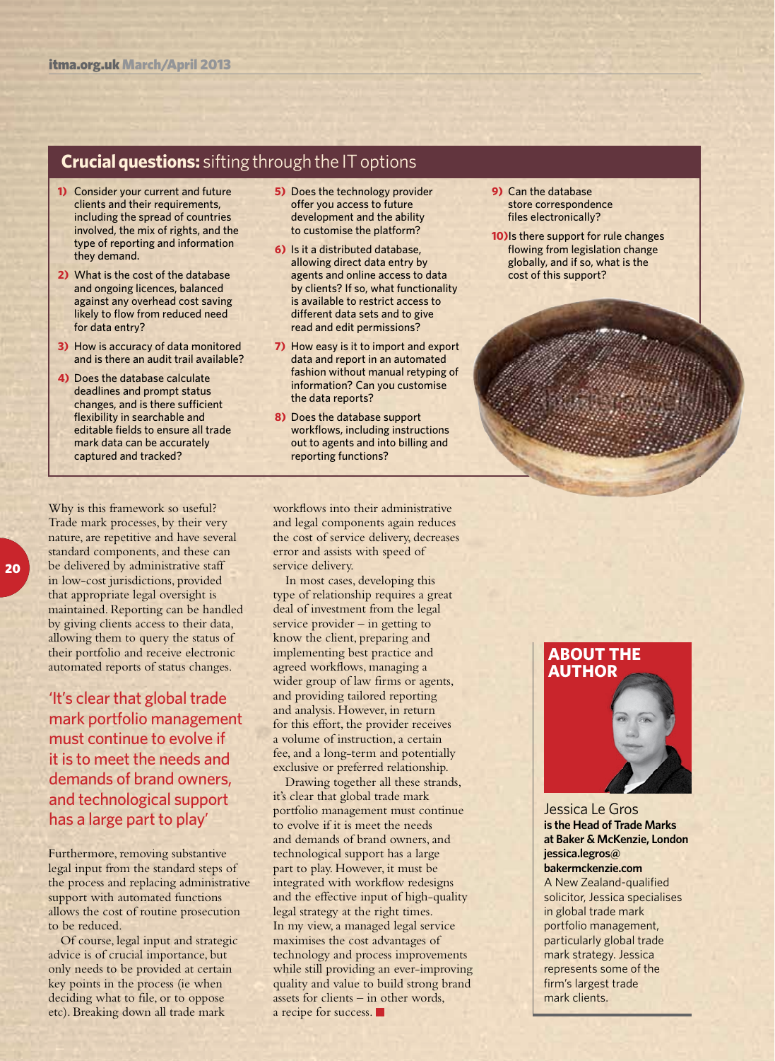## Crucial questions: sifting through the IT options

1) Consider your current and future clients and their requirements, including the spread of countries involved, the mix of rights, and the type of reporting and information they demand.
2) What is the cost of the database and ongoing licences, balanced against any overhead cost saving likely to flow from reduced need for data entry?
3) How is accuracy of data monitored and is there an audit trail available?
4) Does the database calculate deadlines and prompt status changes, and is there sufficient flexibility in searchable and editable fields to ensure all trade mark data can be accurately captured and tracked?
5) Does the technology provider offer you access to future development and the ability to customise the platform?
6) Is it a distributed database, allowing direct data entry by agents and online access to data by clients? If so, what functionality is available to restrict access to different data sets and to give read and edit permissions?
7) How easy is it to import and export data and report in an automated fashion without manual retyping of information? Can you customise the data reports?
8) Does the database support workflows, including instructions out to agents and into billing and reporting functions?
9) Can the database store correspondence files electronically?
10) Is there support for rule changes flowing from legislation change globally, and if so, what is the cost of this support?

Why is this framework so useful? Trade mark processes, by their very nature, are repetitive and have several standard components, and these can be delivered by administrative staff in low-cost jurisdictions, provided that appropriate legal oversight is maintained. Reporting can be handled by giving clients access to their data, allowing them to query the status of their portfolio and receive electronic automated reports of status changes.

> 'It's clear that global trade mark portfolio management must continue to evolve if it is to meet the needs and demands of brand owners, and technological support has a large part to play'

Furthermore, removing substantive legal input from the standard steps of the process and replacing administrative support with automated functions allows the cost of routine prosecution to be reduced.

Of course, legal input and strategic advice is of crucial importance, but only needs to be provided at certain key points in the process (ie when deciding what to file, or to oppose etc). Breaking down all trade mark workflows into their administrative and legal components again reduces the cost of service delivery, decreases error and assists with speed of service delivery.

In most cases, developing this type of relationship requires a great deal of investment from the legal service provider – in getting to know the client, preparing and implementing best practice and agreed workflows, managing a wider group of law firms or agents, and providing tailored reporting and analysis. However, in return for this effort, the provider receives a volume of instruction, a certain fee, and a long-term and potentially exclusive or preferred relationship.

Drawing together all these strands, it's clear that global trade mark portfolio management must continue to evolve if it is meet the needs and demands of brand owners, and technological support has a large part to play. However, it must be integrated with workflow redesigns and the effective input of high-quality legal strategy at the right times. In my view, a managed legal service maximises the cost advantages of technology and process improvements while still providing an ever-improving quality and value to build strong brand assets for clients – in other words, a recipe for success. ■

### ABOUT THE AUTHOR

**Jessica Le Gros**
**is the Head of Trade Marks at Baker & McKenzie, London**
**jessica.legros@bakermckenzie.com**

A New Zealand-qualified solicitor, Jessica specialises in global trade mark portfolio management, particularly global trade mark strategy. Jessica represents some of the firm's largest trade mark clients.